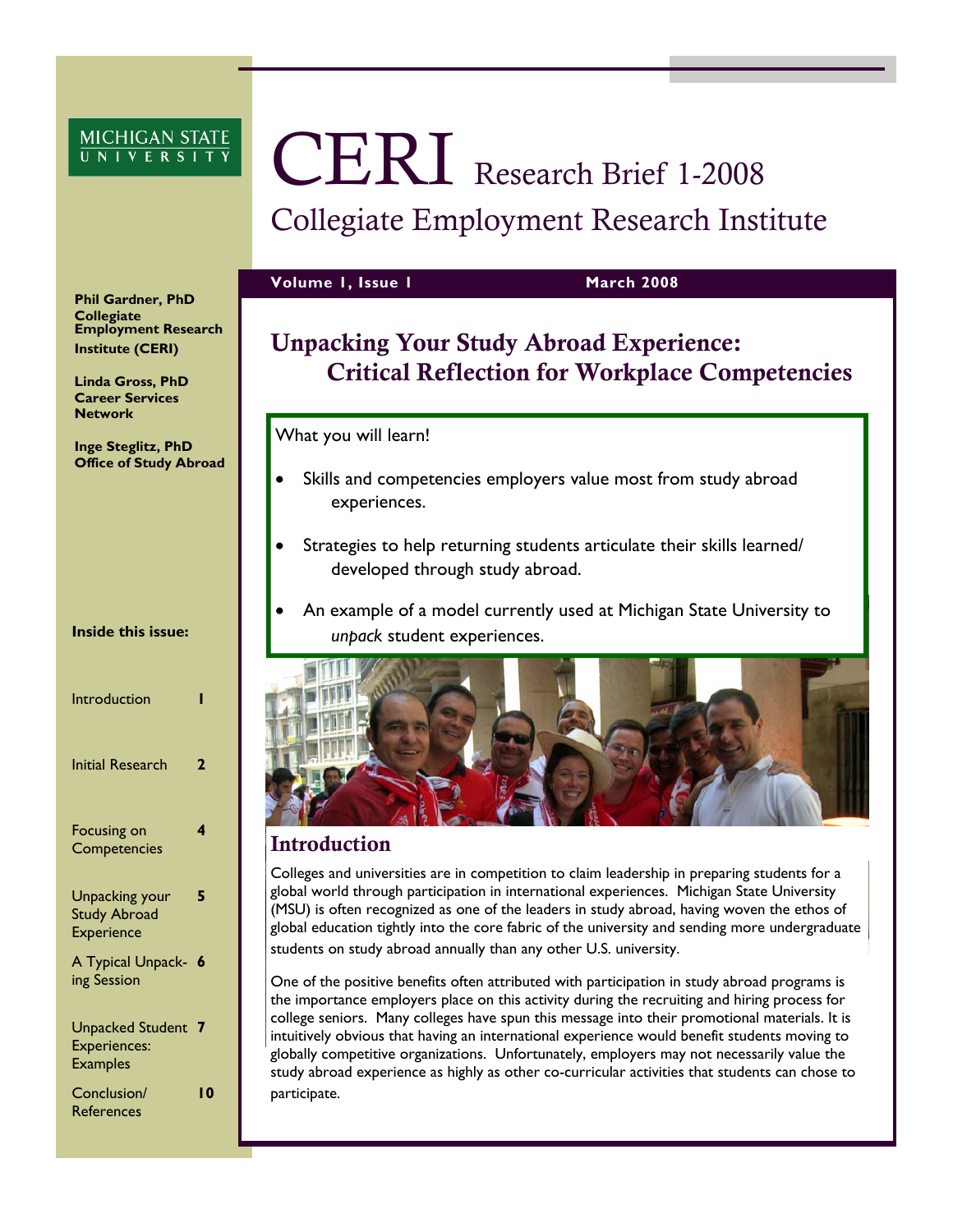Michigan State University

# CERI Research Brief 1-2008

## Collegiate Employment Research Institute

**Volume 1, Issue 1** **March 2008**

**Phil Gardner, PhD**
**Collegiate Employment Research Institute (CERI)**

**Linda Gross, PhD**
**Career Services Network**

**Inge Steglitz, PhD**
**Office of Study Abroad**

**Inside this issue:**

| | |
|---|---|
| Introduction | 1 |
| Initial Research | 2 |
| Focusing on Competencies | 4 |
| Unpacking your Study Abroad Experience | 5 |
| A Typical Unpacking Session | 6 |
| Unpacked Student Experiences: Examples | 7 |
| Conclusion/ References | 10 |

## Unpacking Your Study Abroad Experience: Critical Reflection for Workplace Competencies

What you will learn!

- Skills and competencies employers value most from study abroad experiences.
- Strategies to help returning students articulate their skills learned/ developed through study abroad.
- An example of a model currently used at Michigan State University to *unpack* student experiences.

## Introduction

Colleges and universities are in competition to claim leadership in preparing students for a global world through participation in international experiences. Michigan State University (MSU) is often recognized as one of the leaders in study abroad, having woven the ethos of global education tightly into the core fabric of the university and sending more undergraduate students on study abroad annually than any other U.S. university.

One of the positive benefits often attributed with participation in study abroad programs is the importance employers place on this activity during the recruiting and hiring process for college seniors. Many colleges have spun this message into their promotional materials. It is intuitively obvious that having an international experience would benefit students moving to globally competitive organizations. Unfortunately, employers may not necessarily value the study abroad experience as highly as other co-curricular activities that students can chose to participate.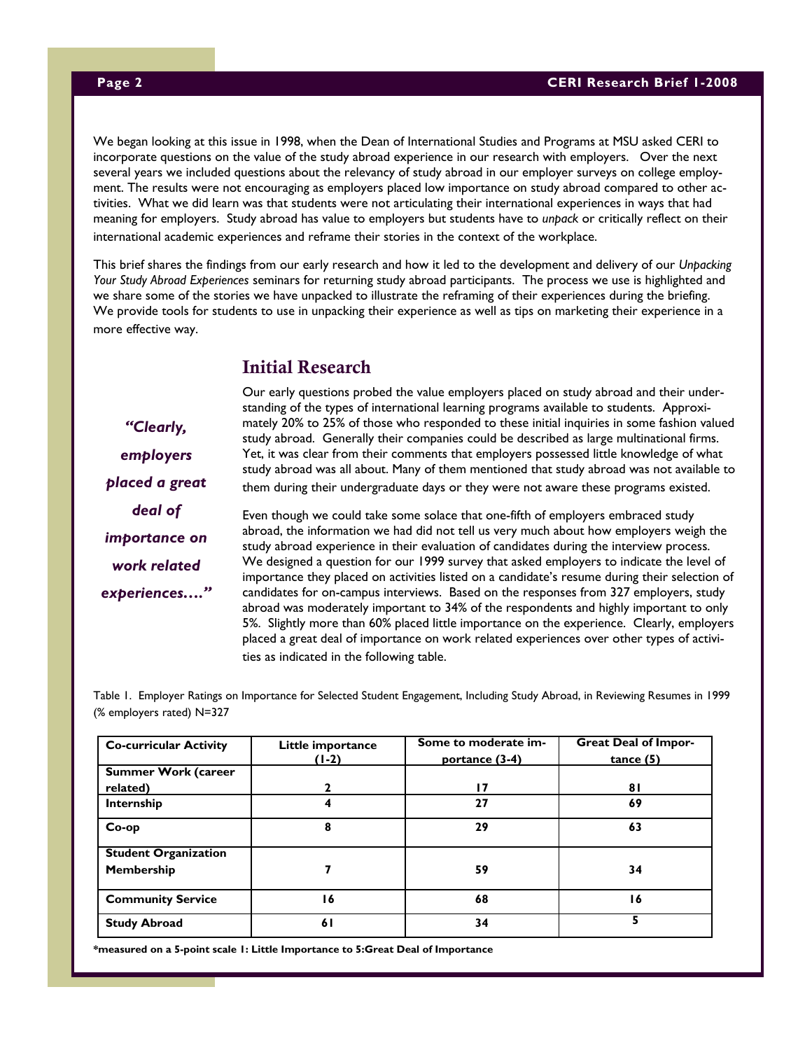We began looking at this issue in 1998, when the Dean of International Studies and Programs at MSU asked CERI to incorporate questions on the value of the study abroad experience in our research with employers. Over the next several years we included questions about the relevancy of study abroad in our employer surveys on college employment. The results were not encouraging as employers placed low importance on study abroad compared to other activities. What we did learn was that students were not articulating their international experiences in ways that had meaning for employers. Study abroad has value to employers but students have to *unpack* or critically reflect on their international academic experiences and reframe their stories in the context of the workplace.

This brief shares the findings from our early research and how it led to the development and delivery of our *Unpacking Your Study Abroad Experiences* seminars for returning study abroad participants. The process we use is highlighted and we share some of the stories we have unpacked to illustrate the reframing of their experiences during the briefing. We provide tools for students to use in unpacking their experience as well as tips on marketing their experience in a more effective way.

## Initial Research

Our early questions probed the value employers placed on study abroad and their understanding of the types of international learning programs available to students. Approximately 20% to 25% of those who responded to these initial inquiries in some fashion valued study abroad. Generally their companies could be described as large multinational firms. Yet, it was clear from their comments that employers possessed little knowledge of what study abroad was all about. Many of them mentioned that study abroad was not available to them during their undergraduate days or they were not aware these programs existed.

***"Clearly, employers placed a great deal of importance on work related experiences…."***

Even though we could take some solace that one-fifth of employers embraced study abroad, the information we had did not tell us very much about how employers weigh the study abroad experience in their evaluation of candidates during the interview process. We designed a question for our 1999 survey that asked employers to indicate the level of importance they placed on activities listed on a candidate's resume during their selection of candidates for on-campus interviews. Based on the responses from 327 employers, study abroad was moderately important to 34% of the respondents and highly important to only 5%. Slightly more than 60% placed little importance on the experience. Clearly, employers placed a great deal of importance on work related experiences over other types of activities as indicated in the following table.

Table 1. Employer Ratings on Importance for Selected Student Engagement, Including Study Abroad, in Reviewing Resumes in 1999 (% employers rated) N=327

| Co-curricular Activity | Little importance (1-2) | Some to moderate importance (3-4) | Great Deal of Importance (5) |
|---|---|---|---|
| Summer Work (career related) | 2 | 17 | 81 |
| Internship | 4 | 27 | 69 |
| Co-op | 8 | 29 | 63 |
| Student Organization Membership | 7 | 59 | 34 |
| Community Service | 16 | 68 | 16 |
| Study Abroad | 61 | 34 | 5 |

**\*measured on a 5-point scale 1: Little Importance to 5:Great Deal of Importance**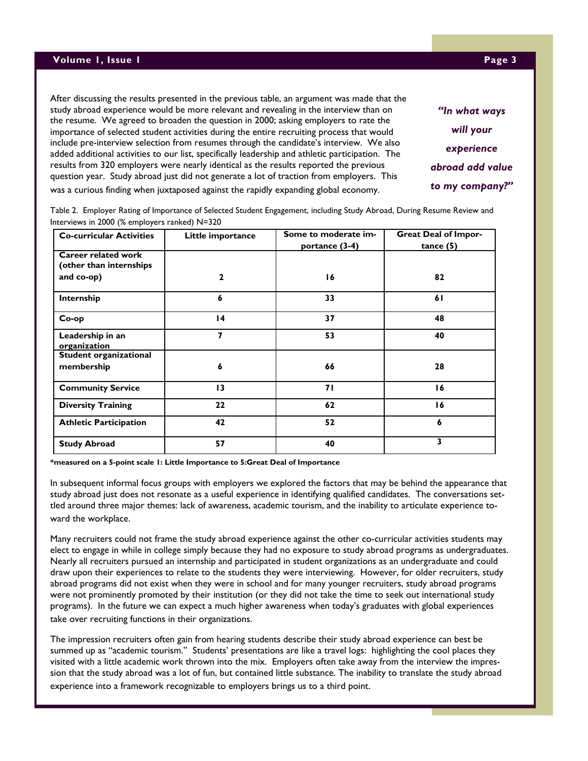After discussing the results presented in the previous table, an argument was made that the study abroad experience would be more relevant and revealing in the interview than on the resume. We agreed to broaden the question in 2000; asking employers to rate the importance of selected student activities during the entire recruiting process that would include pre-interview selection from resumes through the candidate's interview. We also added additional activities to our list, specifically leadership and athletic participation. The results from 320 employers were nearly identical as the results reported the previous question year. Study abroad just did not generate a lot of traction from employers. This was a curious finding when juxtaposed against the rapidly expanding global economy.

*"In what ways will your experience abroad add value to my company?"*

Table 2. Employer Rating of Importance of Selected Student Engagement, including Study Abroad, During Resume Review and Interviews in 2000 (% employers ranked) N=320

| Co-curricular Activities | Little importance | Some to moderate importance (3-4) | Great Deal of Importance (5) |
|---|---|---|---|
| **Career related work (other than internships and co-op)** | 2 | 16 | 82 |
| **Internship** | 6 | 33 | 61 |
| **Co-op** | 14 | 37 | 48 |
| **Leadership in an organization** | 7 | 53 | 40 |
| **Student organizational membership** | 6 | 66 | 28 |
| **Community Service** | 13 | 71 | 16 |
| **Diversity Training** | 22 | 62 | 16 |
| **Athletic Participation** | 42 | 52 | 6 |
| **Study Abroad** | 57 | 40 | 3 |

**\*measured on a 5-point scale 1: Little Importance to 5:Great Deal of Importance**

In subsequent informal focus groups with employers we explored the factors that may be behind the appearance that study abroad just does not resonate as a useful experience in identifying qualified candidates. The conversations settled around three major themes: lack of awareness, academic tourism, and the inability to articulate experience toward the workplace.

Many recruiters could not frame the study abroad experience against the other co-curricular activities students may elect to engage in while in college simply because they had no exposure to study abroad programs as undergraduates. Nearly all recruiters pursued an internship and participated in student organizations as an undergraduate and could draw upon their experiences to relate to the students they were interviewing. However, for older recruiters, study abroad programs did not exist when they were in school and for many younger recruiters, study abroad programs were not prominently promoted by their institution (or they did not take the time to seek out international study programs). In the future we can expect a much higher awareness when today's graduates with global experiences take over recruiting functions in their organizations.

The impression recruiters often gain from hearing students describe their study abroad experience can best be summed up as "academic tourism." Students' presentations are like a travel logs: highlighting the cool places they visited with a little academic work thrown into the mix. Employers often take away from the interview the impression that the study abroad was a lot of fun, but contained little substance. The inability to translate the study abroad experience into a framework recognizable to employers brings us to a third point.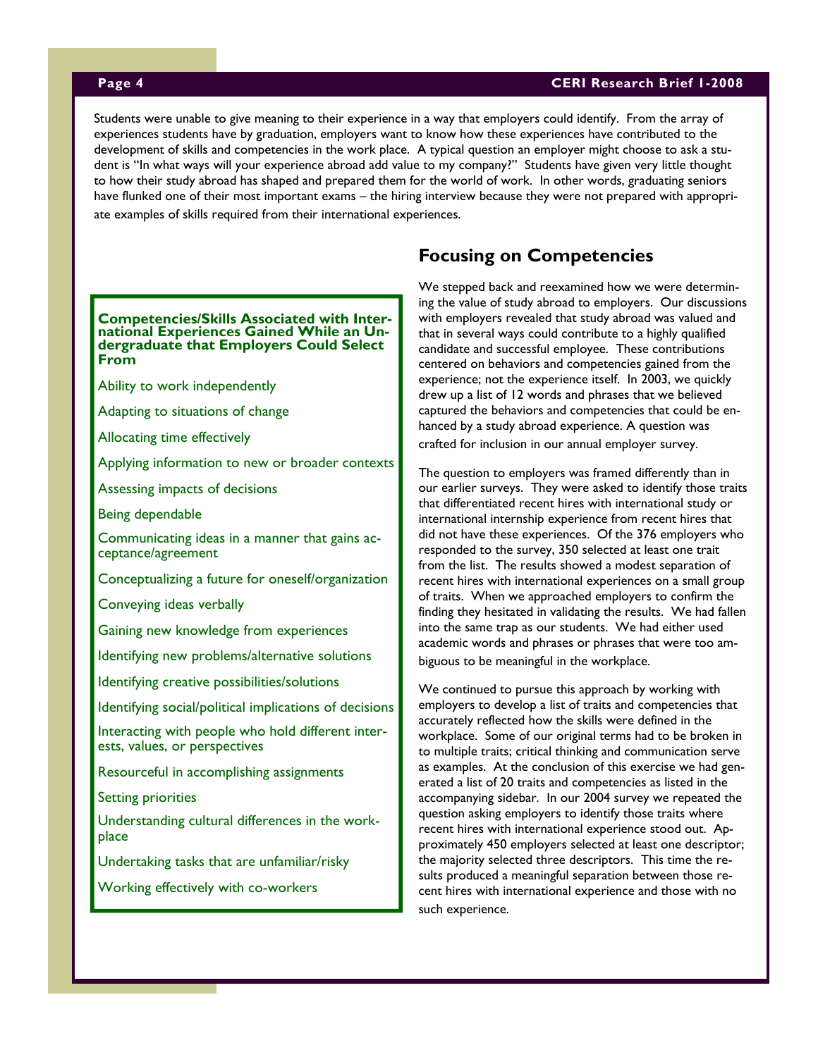Students were unable to give meaning to their experience in a way that employers could identify. From the array of experiences students have by graduation, employers want to know how these experiences have contributed to the development of skills and competencies in the work place. A typical question an employer might choose to ask a student is "In what ways will your experience abroad add value to my company?" Students have given very little thought to how their study abroad has shaped and prepared them for the world of work. In other words, graduating seniors have flunked one of their most important exams – the hiring interview because they were not prepared with appropriate examples of skills required from their international experiences.

## Focusing on Competencies

We stepped back and reexamined how we were determining the value of study abroad to employers. Our discussions with employers revealed that study abroad was valued and that in several ways could contribute to a highly qualified candidate and successful employee. These contributions centered on behaviors and competencies gained from the experience; not the experience itself. In 2003, we quickly drew up a list of 12 words and phrases that we believed captured the behaviors and competencies that could be enhanced by a study abroad experience. A question was crafted for inclusion in our annual employer survey.

The question to employers was framed differently than in our earlier surveys. They were asked to identify those traits that differentiated recent hires with international study or international internship experience from recent hires that did not have these experiences. Of the 376 employers who responded to the survey, 350 selected at least one trait from the list. The results showed a modest separation of recent hires with international experiences on a small group of traits. When we approached employers to confirm the finding they hesitated in validating the results. We had fallen into the same trap as our students. We had either used academic words and phrases or phrases that were too ambiguous to be meaningful in the workplace.

We continued to pursue this approach by working with employers to develop a list of traits and competencies that accurately reflected how the skills were defined in the workplace. Some of our original terms had to be broken in to multiple traits; critical thinking and communication serve as examples. At the conclusion of this exercise we had generated a list of 20 traits and competencies as listed in the accompanying sidebar. In our 2004 survey we repeated the question asking employers to identify those traits where recent hires with international experience stood out. Approximately 450 employers selected at least one descriptor; the majority selected three descriptors. This time the results produced a meaningful separation between those recent hires with international experience and those with no such experience.

**Competencies/Skills Associated with International Experiences Gained While an Undergraduate that Employers Could Select From**

- Ability to work independently
- Adapting to situations of change
- Allocating time effectively
- Applying information to new or broader contexts
- Assessing impacts of decisions
- Being dependable
- Communicating ideas in a manner that gains acceptance/agreement
- Conceptualizing a future for oneself/organization
- Conveying ideas verbally
- Gaining new knowledge from experiences
- Identifying new problems/alternative solutions
- Identifying creative possibilities/solutions
- Identifying social/political implications of decisions
- Interacting with people who hold different interests, values, or perspectives
- Resourceful in accomplishing assignments
- Setting priorities
- Understanding cultural differences in the workplace
- Undertaking tasks that are unfamiliar/risky
- Working effectively with co-workers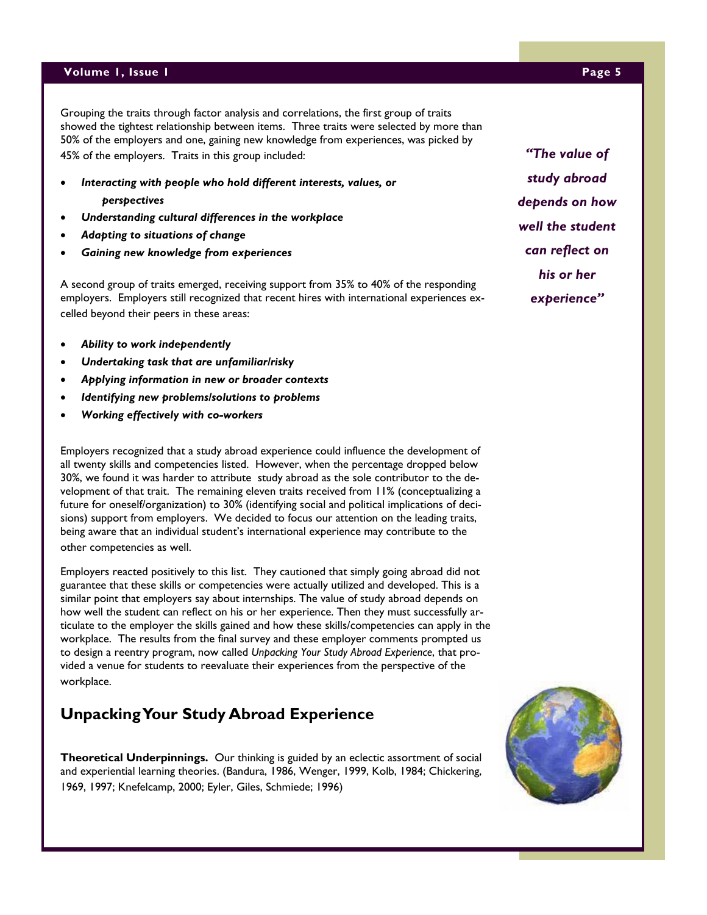Grouping the traits through factor analysis and correlations, the first group of traits showed the tightest relationship between items. Three traits were selected by more than 50% of the employers and one, gaining new knowledge from experiences, was picked by 45% of the employers. Traits in this group included:

- ***Interacting with people who hold different interests, values, or perspectives***
- ***Understanding cultural differences in the workplace***
- ***Adapting to situations of change***
- ***Gaining new knowledge from experiences***

A second group of traits emerged, receiving support from 35% to 40% of the responding employers. Employers still recognized that recent hires with international experiences excelled beyond their peers in these areas:

- ***Ability to work independently***
- ***Undertaking task that are unfamiliar/risky***
- ***Applying information in new or broader contexts***
- ***Identifying new problems/solutions to problems***
- ***Working effectively with co-workers***

Employers recognized that a study abroad experience could influence the development of all twenty skills and competencies listed. However, when the percentage dropped below 30%, we found it was harder to attribute study abroad as the sole contributor to the development of that trait. The remaining eleven traits received from 11% (conceptualizing a future for oneself/organization) to 30% (identifying social and political implications of decisions) support from employers. We decided to focus our attention on the leading traits, being aware that an individual student's international experience may contribute to the other competencies as well.

Employers reacted positively to this list. They cautioned that simply going abroad did not guarantee that these skills or competencies were actually utilized and developed. This is a similar point that employers say about internships. The value of study abroad depends on how well the student can reflect on his or her experience. Then they must successfully articulate to the employer the skills gained and how these skills/competencies can apply in the workplace. The results from the final survey and these employer comments prompted us to design a reentry program, now called *Unpacking Your Study Abroad Experience*, that provided a venue for students to reevaluate their experiences from the perspective of the workplace.

> ***"The value of study abroad depends on how well the student can reflect on his or her experience"***

## Unpacking Your Study Abroad Experience

**Theoretical Underpinnings.** Our thinking is guided by an eclectic assortment of social and experiential learning theories. (Bandura, 1986, Wenger, 1999, Kolb, 1984; Chickering, 1969, 1997; Knefelcamp, 2000; Eyler, Giles, Schmiede; 1996)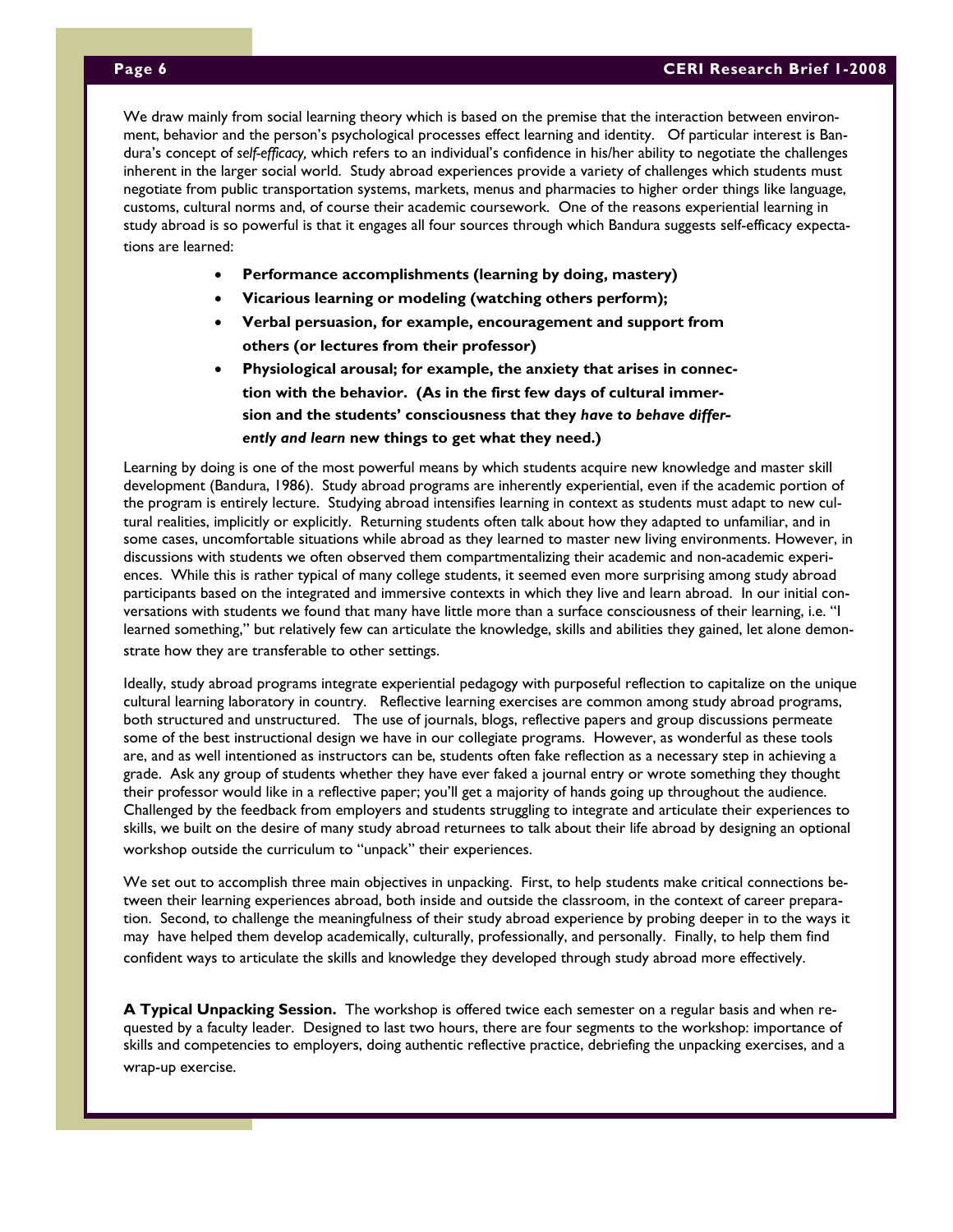We draw mainly from social learning theory which is based on the premise that the interaction between environment, behavior and the person's psychological processes effect learning and identity. Of particular interest is Bandura's concept of *self-efficacy,* which refers to an individual's confidence in his/her ability to negotiate the challenges inherent in the larger social world. Study abroad experiences provide a variety of challenges which students must negotiate from public transportation systems, markets, menus and pharmacies to higher order things like language, customs, cultural norms and, of course their academic coursework. One of the reasons experiential learning in study abroad is so powerful is that it engages all four sources through which Bandura suggests self-efficacy expectations are learned:

- **Performance accomplishments (learning by doing, mastery)**
- **Vicarious learning or modeling (watching others perform);**
- **Verbal persuasion, for example, encouragement and support from others (or lectures from their professor)**
- **Physiological arousal; for example, the anxiety that arises in connection with the behavior. (As in the first few days of cultural immersion and the students' consciousness that they *have to behave differently and learn* new things to get what they need.)**

Learning by doing is one of the most powerful means by which students acquire new knowledge and master skill development (Bandura, 1986). Study abroad programs are inherently experiential, even if the academic portion of the program is entirely lecture. Studying abroad intensifies learning in context as students must adapt to new cultural realities, implicitly or explicitly. Returning students often talk about how they adapted to unfamiliar, and in some cases, uncomfortable situations while abroad as they learned to master new living environments. However, in discussions with students we often observed them compartmentalizing their academic and non-academic experiences. While this is rather typical of many college students, it seemed even more surprising among study abroad participants based on the integrated and immersive contexts in which they live and learn abroad. In our initial conversations with students we found that many have little more than a surface consciousness of their learning, i.e. "I learned something," but relatively few can articulate the knowledge, skills and abilities they gained, let alone demonstrate how they are transferable to other settings.

Ideally, study abroad programs integrate experiential pedagogy with purposeful reflection to capitalize on the unique cultural learning laboratory in country. Reflective learning exercises are common among study abroad programs, both structured and unstructured. The use of journals, blogs, reflective papers and group discussions permeate some of the best instructional design we have in our collegiate programs. However, as wonderful as these tools are, and as well intentioned as instructors can be, students often fake reflection as a necessary step in achieving a grade. Ask any group of students whether they have ever faked a journal entry or wrote something they thought their professor would like in a reflective paper; you'll get a majority of hands going up throughout the audience. Challenged by the feedback from employers and students struggling to integrate and articulate their experiences to skills, we built on the desire of many study abroad returnees to talk about their life abroad by designing an optional workshop outside the curriculum to "unpack" their experiences.

We set out to accomplish three main objectives in unpacking. First, to help students make critical connections between their learning experiences abroad, both inside and outside the classroom, in the context of career preparation. Second, to challenge the meaningfulness of their study abroad experience by probing deeper in to the ways it may have helped them develop academically, culturally, professionally, and personally. Finally, to help them find confident ways to articulate the skills and knowledge they developed through study abroad more effectively.

**A Typical Unpacking Session.** The workshop is offered twice each semester on a regular basis and when requested by a faculty leader. Designed to last two hours, there are four segments to the workshop: importance of skills and competencies to employers, doing authentic reflective practice, debriefing the unpacking exercises, and a wrap-up exercise.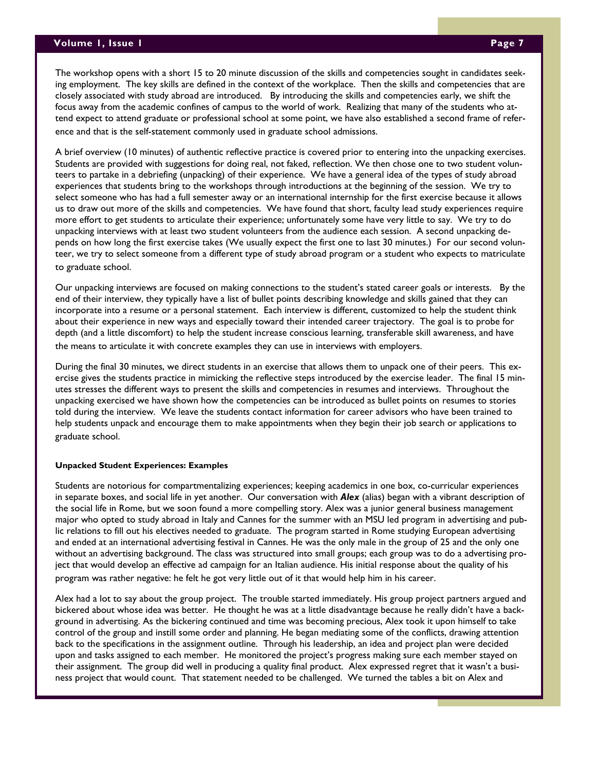The workshop opens with a short 15 to 20 minute discussion of the skills and competencies sought in candidates seeking employment. The key skills are defined in the context of the workplace. Then the skills and competencies that are closely associated with study abroad are introduced. By introducing the skills and competencies early, we shift the focus away from the academic confines of campus to the world of work. Realizing that many of the students who attend expect to attend graduate or professional school at some point, we have also established a second frame of reference and that is the self-statement commonly used in graduate school admissions.

A brief overview (10 minutes) of authentic reflective practice is covered prior to entering into the unpacking exercises. Students are provided with suggestions for doing real, not faked, reflection. We then chose one to two student volunteers to partake in a debriefing (unpacking) of their experience. We have a general idea of the types of study abroad experiences that students bring to the workshops through introductions at the beginning of the session. We try to select someone who has had a full semester away or an international internship for the first exercise because it allows us to draw out more of the skills and competencies. We have found that short, faculty lead study experiences require more effort to get students to articulate their experience; unfortunately some have very little to say. We try to do unpacking interviews with at least two student volunteers from the audience each session. A second unpacking depends on how long the first exercise takes (We usually expect the first one to last 30 minutes.) For our second volunteer, we try to select someone from a different type of study abroad program or a student who expects to matriculate to graduate school.

Our unpacking interviews are focused on making connections to the student's stated career goals or interests. By the end of their interview, they typically have a list of bullet points describing knowledge and skills gained that they can incorporate into a resume or a personal statement. Each interview is different, customized to help the student think about their experience in new ways and especially toward their intended career trajectory. The goal is to probe for depth (and a little discomfort) to help the student increase conscious learning, transferable skill awareness, and have the means to articulate it with concrete examples they can use in interviews with employers.

During the final 30 minutes, we direct students in an exercise that allows them to unpack one of their peers. This exercise gives the students practice in mimicking the reflective steps introduced by the exercise leader. The final 15 minutes stresses the different ways to present the skills and competencies in resumes and interviews. Throughout the unpacking exercised we have shown how the competencies can be introduced as bullet points on resumes to stories told during the interview. We leave the students contact information for career advisors who have been trained to help students unpack and encourage them to make appointments when they begin their job search or applications to graduate school.

**Unpacked Student Experiences: Examples**

Students are notorious for compartmentalizing experiences; keeping academics in one box, co-curricular experiences in separate boxes, and social life in yet another. Our conversation with ***Alex*** (alias) began with a vibrant description of the social life in Rome, but we soon found a more compelling story. Alex was a junior general business management major who opted to study abroad in Italy and Cannes for the summer with an MSU led program in advertising and public relations to fill out his electives needed to graduate. The program started in Rome studying European advertising and ended at an international advertising festival in Cannes. He was the only male in the group of 25 and the only one without an advertising background. The class was structured into small groups; each group was to do a advertising project that would develop an effective ad campaign for an Italian audience. His initial response about the quality of his program was rather negative: he felt he got very little out of it that would help him in his career.

Alex had a lot to say about the group project. The trouble started immediately. His group project partners argued and bickered about whose idea was better. He thought he was at a little disadvantage because he really didn't have a background in advertising. As the bickering continued and time was becoming precious, Alex took it upon himself to take control of the group and instill some order and planning. He began mediating some of the conflicts, drawing attention back to the specifications in the assignment outline. Through his leadership, an idea and project plan were decided upon and tasks assigned to each member. He monitored the project's progress making sure each member stayed on their assignment. The group did well in producing a quality final product. Alex expressed regret that it wasn't a business project that would count. That statement needed to be challenged. We turned the tables a bit on Alex and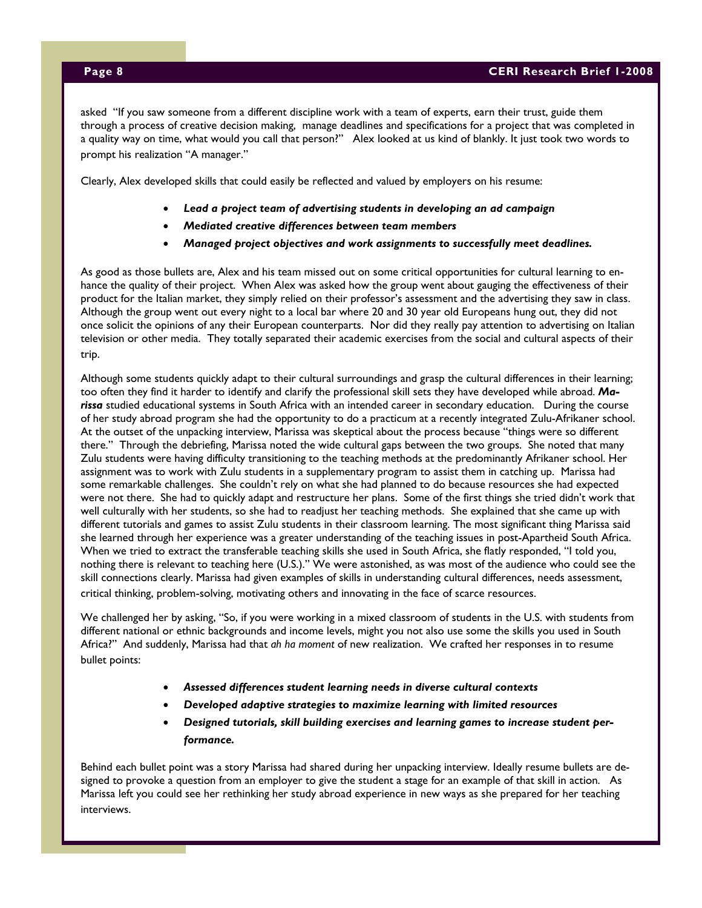asked "If you saw someone from a different discipline work with a team of experts, earn their trust, guide them through a process of creative decision making, manage deadlines and specifications for a project that was completed in a quality way on time, what would you call that person?" Alex looked at us kind of blankly. It just took two words to prompt his realization "A manager."

Clearly, Alex developed skills that could easily be reflected and valued by employers on his resume:

- ***Lead a project team of advertising students in developing an ad campaign***
- ***Mediated creative differences between team members***
- ***Managed project objectives and work assignments to successfully meet deadlines.***

As good as those bullets are, Alex and his team missed out on some critical opportunities for cultural learning to enhance the quality of their project. When Alex was asked how the group went about gauging the effectiveness of their product for the Italian market, they simply relied on their professor's assessment and the advertising they saw in class. Although the group went out every night to a local bar where 20 and 30 year old Europeans hung out, they did not once solicit the opinions of any their European counterparts. Nor did they really pay attention to advertising on Italian television or other media. They totally separated their academic exercises from the social and cultural aspects of their trip.

Although some students quickly adapt to their cultural surroundings and grasp the cultural differences in their learning; too often they find it harder to identify and clarify the professional skill sets they have developed while abroad. ***Marissa*** studied educational systems in South Africa with an intended career in secondary education. During the course of her study abroad program she had the opportunity to do a practicum at a recently integrated Zulu-Afrikaner school. At the outset of the unpacking interview, Marissa was skeptical about the process because "things were so different there." Through the debriefing, Marissa noted the wide cultural gaps between the two groups. She noted that many Zulu students were having difficulty transitioning to the teaching methods at the predominantly Afrikaner school. Her assignment was to work with Zulu students in a supplementary program to assist them in catching up. Marissa had some remarkable challenges. She couldn't rely on what she had planned to do because resources she had expected were not there. She had to quickly adapt and restructure her plans. Some of the first things she tried didn't work that well culturally with her students, so she had to readjust her teaching methods. She explained that she came up with different tutorials and games to assist Zulu students in their classroom learning. The most significant thing Marissa said she learned through her experience was a greater understanding of the teaching issues in post-Apartheid South Africa. When we tried to extract the transferable teaching skills she used in South Africa, she flatly responded, "I told you, nothing there is relevant to teaching here (U.S.)." We were astonished, as was most of the audience who could see the skill connections clearly. Marissa had given examples of skills in understanding cultural differences, needs assessment, critical thinking, problem-solving, motivating others and innovating in the face of scarce resources.

We challenged her by asking, "So, if you were working in a mixed classroom of students in the U.S. with students from different national or ethnic backgrounds and income levels, might you not also use some the skills you used in South Africa?" And suddenly, Marissa had that *ah ha moment* of new realization. We crafted her responses in to resume bullet points:

- ***Assessed differences student learning needs in diverse cultural contexts***
- ***Developed adaptive strategies to maximize learning with limited resources***
- ***Designed tutorials, skill building exercises and learning games to increase student performance.***

Behind each bullet point was a story Marissa had shared during her unpacking interview. Ideally resume bullets are designed to provoke a question from an employer to give the student a stage for an example of that skill in action. As Marissa left you could see her rethinking her study abroad experience in new ways as she prepared for her teaching interviews.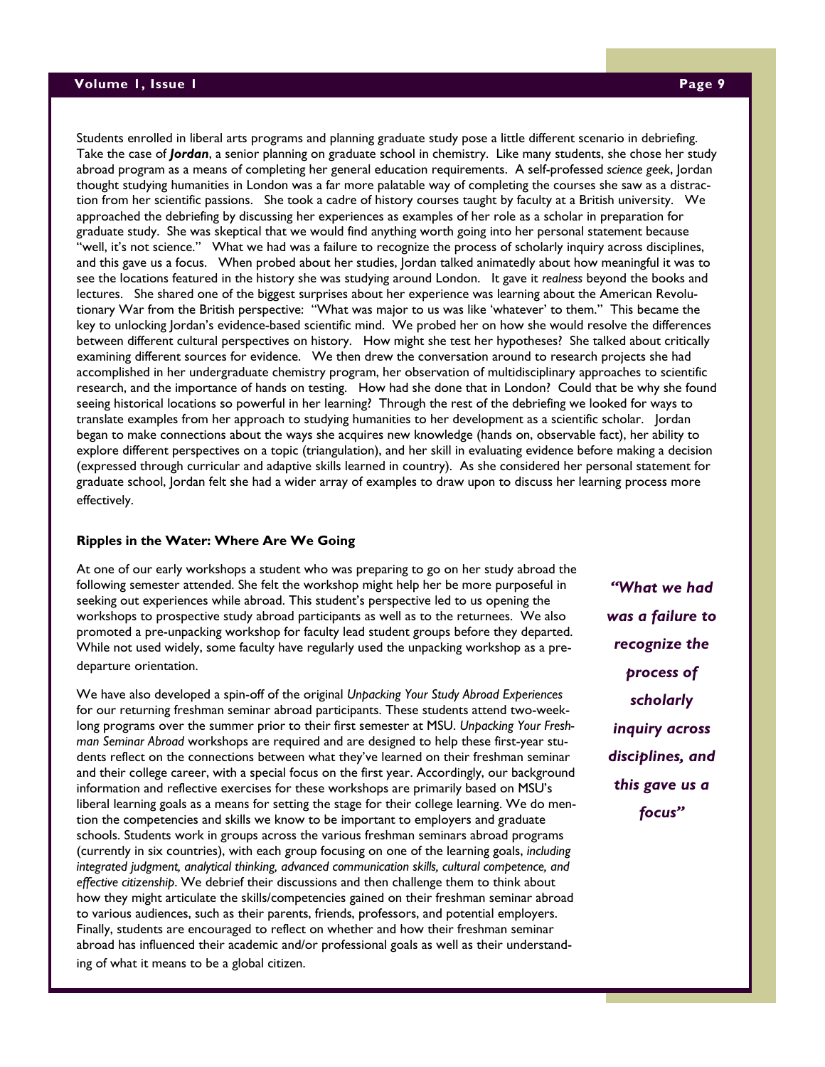Students enrolled in liberal arts programs and planning graduate study pose a little different scenario in debriefing. Take the case of ***Jordan***, a senior planning on graduate school in chemistry. Like many students, she chose her study abroad program as a means of completing her general education requirements. A self-professed *science geek*, Jordan thought studying humanities in London was a far more palatable way of completing the courses she saw as a distraction from her scientific passions. She took a cadre of history courses taught by faculty at a British university. We approached the debriefing by discussing her experiences as examples of her role as a scholar in preparation for graduate study. She was skeptical that we would find anything worth going into her personal statement because "well, it's not science." What we had was a failure to recognize the process of scholarly inquiry across disciplines, and this gave us a focus. When probed about her studies, Jordan talked animatedly about how meaningful it was to see the locations featured in the history she was studying around London. It gave it *realness* beyond the books and lectures. She shared one of the biggest surprises about her experience was learning about the American Revolutionary War from the British perspective: "What was major to us was like 'whatever' to them." This became the key to unlocking Jordan's evidence-based scientific mind. We probed her on how she would resolve the differences between different cultural perspectives on history. How might she test her hypotheses? She talked about critically examining different sources for evidence. We then drew the conversation around to research projects she had accomplished in her undergraduate chemistry program, her observation of multidisciplinary approaches to scientific research, and the importance of hands on testing. How had she done that in London? Could that be why she found seeing historical locations so powerful in her learning? Through the rest of the debriefing we looked for ways to translate examples from her approach to studying humanities to her development as a scientific scholar. Jordan began to make connections about the ways she acquires new knowledge (hands on, observable fact), her ability to explore different perspectives on a topic (triangulation), and her skill in evaluating evidence before making a decision (expressed through curricular and adaptive skills learned in country). As she considered her personal statement for graduate school, Jordan felt she had a wider array of examples to draw upon to discuss her learning process more effectively.

**Ripples in the Water: Where Are We Going**

At one of our early workshops a student who was preparing to go on her study abroad the following semester attended. She felt the workshop might help her be more purposeful in seeking out experiences while abroad. This student's perspective led to us opening the workshops to prospective study abroad participants as well as to the returnees. We also promoted a pre-unpacking workshop for faculty lead student groups before they departed. While not used widely, some faculty have regularly used the unpacking workshop as a pre-departure orientation.

> ***"What we had was a failure to recognize the process of scholarly inquiry across disciplines, and this gave us a focus"***

We have also developed a spin-off of the original *Unpacking Your Study Abroad Experiences* for our returning freshman seminar abroad participants. These students attend two-week-long programs over the summer prior to their first semester at MSU. *Unpacking Your Freshman Seminar Abroad* workshops are required and are designed to help these first-year students reflect on the connections between what they've learned on their freshman seminar and their college career, with a special focus on the first year. Accordingly, our background information and reflective exercises for these workshops are primarily based on MSU's liberal learning goals as a means for setting the stage for their college learning. We do mention the competencies and skills we know to be important to employers and graduate schools. Students work in groups across the various freshman seminars abroad programs (currently in six countries), with each group focusing on one of the learning goals, *including integrated judgment, analytical thinking, advanced communication skills, cultural competence, and effective citizenship*. We debrief their discussions and then challenge them to think about how they might articulate the skills/competencies gained on their freshman seminar abroad to various audiences, such as their parents, friends, professors, and potential employers. Finally, students are encouraged to reflect on whether and how their freshman seminar abroad has influenced their academic and/or professional goals as well as their understanding of what it means to be a global citizen.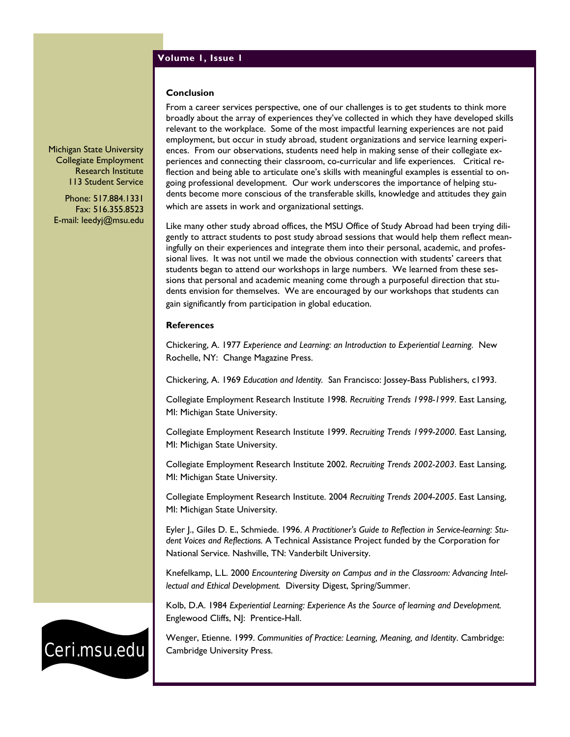Michigan State University
Collegiate Employment
Research Institute
113 Student Service

Phone: 517.884.1331
Fax: 516.355.8523
E-mail: leedyj@msu.edu

### Conclusion

From a career services perspective, one of our challenges is to get students to think more broadly about the array of experiences they've collected in which they have developed skills relevant to the workplace. Some of the most impactful learning experiences are not paid employment, but occur in study abroad, student organizations and service learning experiences. From our observations, students need help in making sense of their collegiate experiences and connecting their classroom, co-curricular and life experiences. Critical reflection and being able to articulate one's skills with meaningful examples is essential to ongoing professional development. Our work underscores the importance of helping students become more conscious of the transferable skills, knowledge and attitudes they gain which are assets in work and organizational settings.

Like many other study abroad offices, the MSU Office of Study Abroad had been trying diligently to attract students to post study abroad sessions that would help them reflect meaningfully on their experiences and integrate them into their personal, academic, and professional lives. It was not until we made the obvious connection with students' careers that students began to attend our workshops in large numbers. We learned from these sessions that personal and academic meaning come through a purposeful direction that students envision for themselves. We are encouraged by our workshops that students can gain significantly from participation in global education.

### References

Chickering, A. 1977 *Experience and Learning: an Introduction to Experiential Learning.* New Rochelle, NY: Change Magazine Press.

Chickering, A. 1969 *Education and Identity.* San Francisco: Jossey-Bass Publishers, c1993.

Collegiate Employment Research Institute 1998. *Recruiting Trends 1998-1999*. East Lansing, MI: Michigan State University.

Collegiate Employment Research Institute 1999. *Recruiting Trends 1999-2000*. East Lansing, MI: Michigan State University.

Collegiate Employment Research Institute 2002. *Recruiting Trends 2002-2003*. East Lansing, MI: Michigan State University.

Collegiate Employment Research Institute. 2004 *Recruiting Trends 2004-2005*. East Lansing, MI: Michigan State University.

Eyler J., Giles D. E., Schmiede. 1996. *A Practitioner's Guide to Reflection in Service-learning: Student Voices and Reflections.* A Technical Assistance Project funded by the Corporation for National Service. Nashville, TN: Vanderbilt University.

Knefelkamp, L.L. 2000 *Encountering Diversity on Campus and in the Classroom: Advancing Intellectual and Ethical Development.* Diversity Digest, Spring/Summer.

Kolb, D.A. 1984 *Experiential Learning: Experience As the Source of learning and Development.* Englewood Cliffs, NJ: Prentice-Hall.

Wenger, Etienne. 1999. *Communities of Practice: Learning, Meaning, and Identity*. Cambridge: Cambridge University Press.

Ceri.msu.edu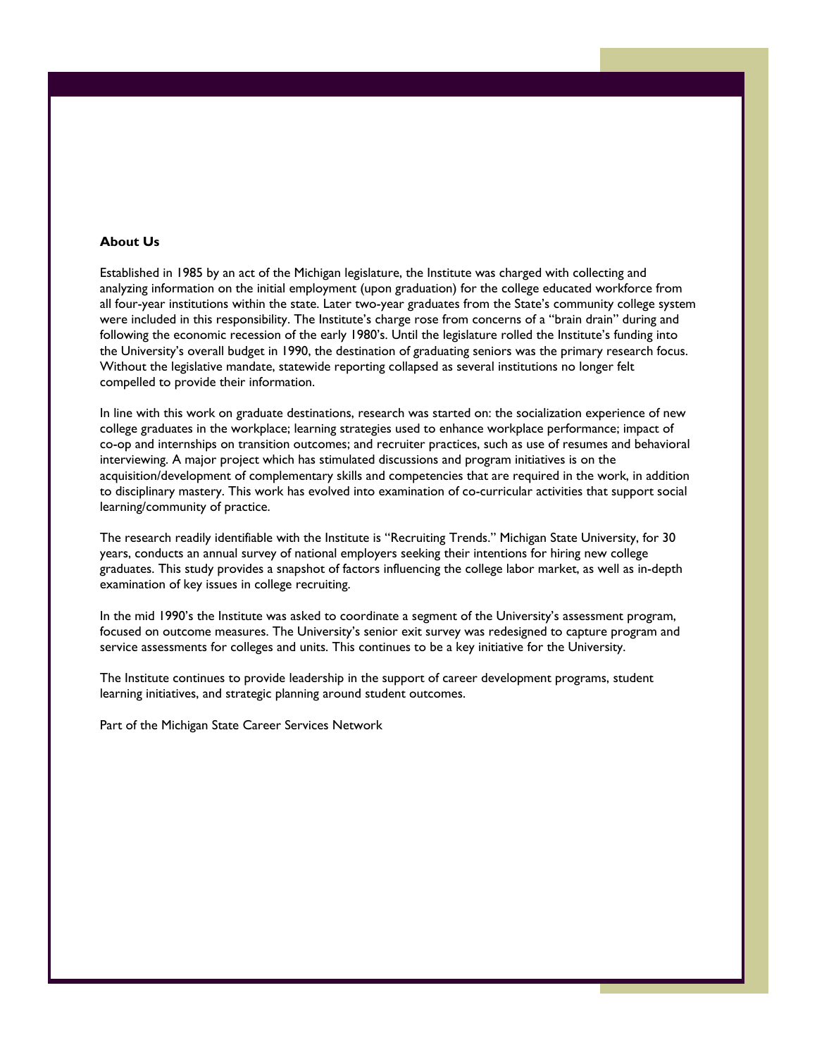**About Us**

Established in 1985 by an act of the Michigan legislature, the Institute was charged with collecting and analyzing information on the initial employment (upon graduation) for the college educated workforce from all four-year institutions within the state. Later two-year graduates from the State's community college system were included in this responsibility. The Institute's charge rose from concerns of a "brain drain" during and following the economic recession of the early 1980's. Until the legislature rolled the Institute's funding into the University's overall budget in 1990, the destination of graduating seniors was the primary research focus. Without the legislative mandate, statewide reporting collapsed as several institutions no longer felt compelled to provide their information.

In line with this work on graduate destinations, research was started on: the socialization experience of new college graduates in the workplace; learning strategies used to enhance workplace performance; impact of co-op and internships on transition outcomes; and recruiter practices, such as use of resumes and behavioral interviewing. A major project which has stimulated discussions and program initiatives is on the acquisition/development of complementary skills and competencies that are required in the work, in addition to disciplinary mastery. This work has evolved into examination of co-curricular activities that support social learning/community of practice.

The research readily identifiable with the Institute is "Recruiting Trends." Michigan State University, for 30 years, conducts an annual survey of national employers seeking their intentions for hiring new college graduates. This study provides a snapshot of factors influencing the college labor market, as well as in-depth examination of key issues in college recruiting.

In the mid 1990's the Institute was asked to coordinate a segment of the University's assessment program, focused on outcome measures. The University's senior exit survey was redesigned to capture program and service assessments for colleges and units. This continues to be a key initiative for the University.

The Institute continues to provide leadership in the support of career development programs, student learning initiatives, and strategic planning around student outcomes.

Part of the Michigan State Career Services Network